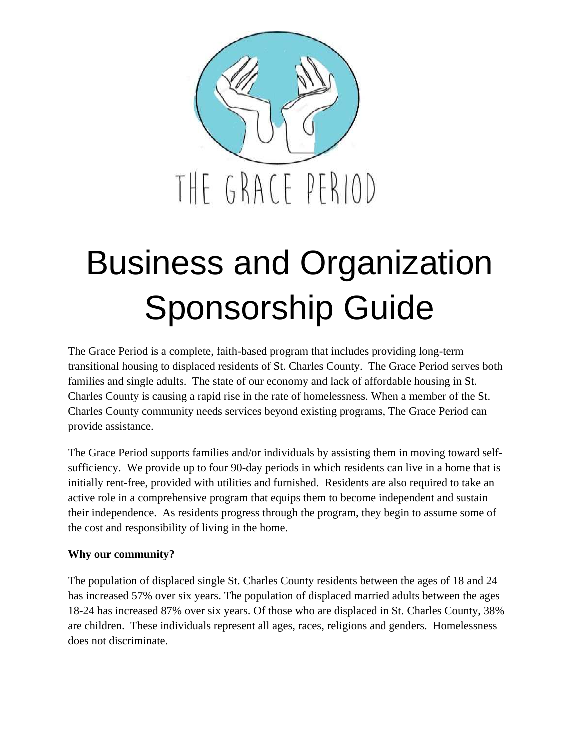THE GRACE PERIOD

# Business and Organization Sponsorship Guide

The Grace Period is a complete, faith-based program that includes providing long-term transitional housing to displaced residents of St. Charles County. The Grace Period serves both families and single adults. The state of our economy and lack of affordable housing in St. Charles County is causing a rapid rise in the rate of homelessness. When a member of the St. Charles County community needs services beyond existing programs, The Grace Period can provide assistance.

The Grace Period supports families and/or individuals by assisting them in moving toward self-sufficiency. We provide up to four 90-day periods in which residents can live in a home that is initially rent-free, provided with utilities and furnished. Residents are also required to take an active role in a comprehensive program that equips them to become independent and sustain their independence. As residents progress through the program, they begin to assume some of the cost and responsibility of living in the home.

**Why our community?**

The population of displaced single St. Charles County residents between the ages of 18 and 24 has increased 57% over six years. The population of displaced married adults between the ages 18-24 has increased 87% over six years. Of those who are displaced in St. Charles County, 38% are children. These individuals represent all ages, races, religions and genders. Homelessness does not discriminate.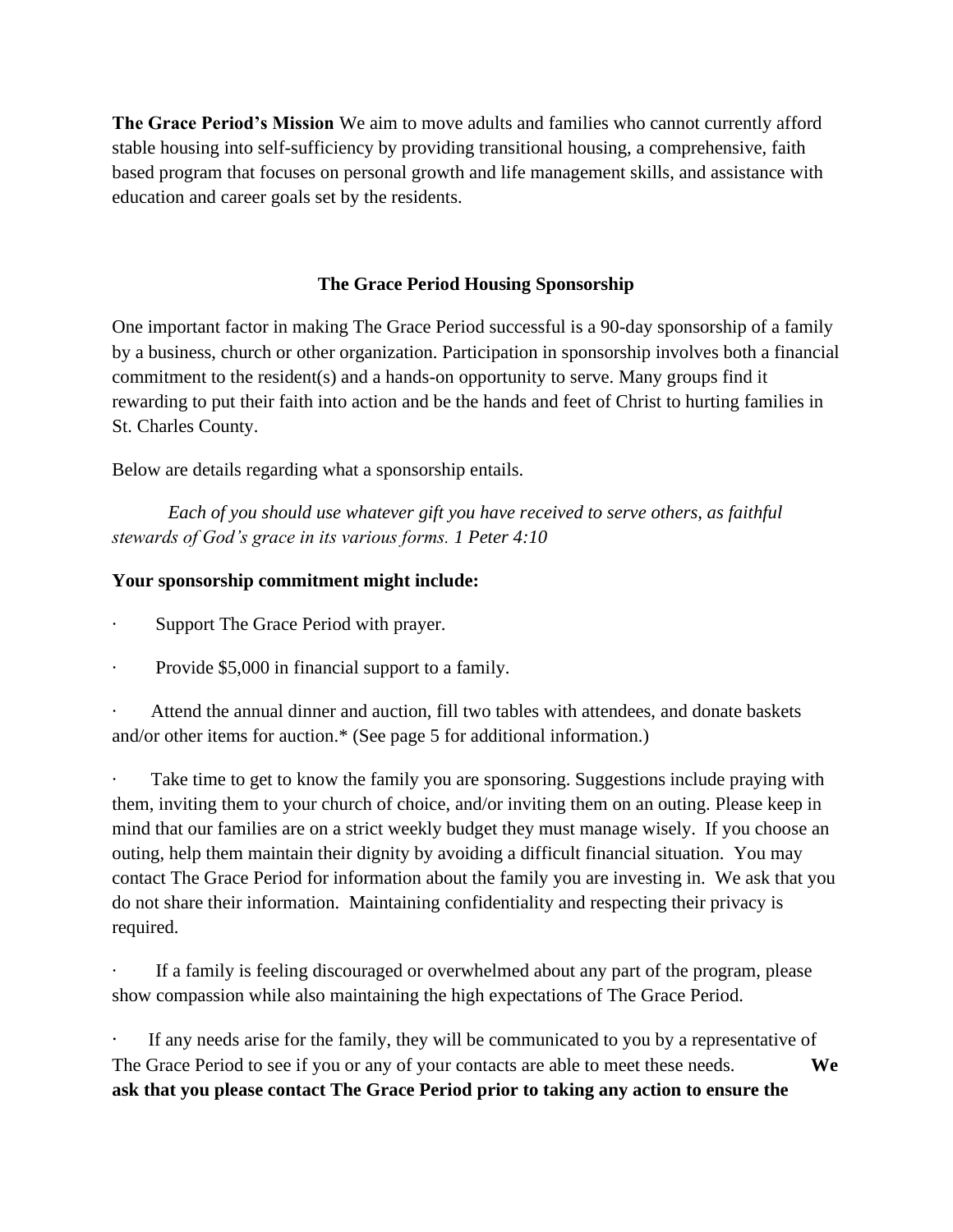**The Grace Period's Mission** We aim to move adults and families who cannot currently afford stable housing into self-sufficiency by providing transitional housing, a comprehensive, faith based program that focuses on personal growth and life management skills, and assistance with education and career goals set by the residents.

## The Grace Period Housing Sponsorship

One important factor in making The Grace Period successful is a 90-day sponsorship of a family by a business, church or other organization. Participation in sponsorship involves both a financial commitment to the resident(s) and a hands-on opportunity to serve. Many groups find it rewarding to put their faith into action and be the hands and feet of Christ to hurting families in St. Charles County.

Below are details regarding what a sponsorship entails.

*Each of you should use whatever gift you have received to serve others, as faithful stewards of God's grace in its various forms. 1 Peter 4:10*

**Your sponsorship commitment might include:**

- Support The Grace Period with prayer.
- Provide $5,000 in financial support to a family.
- Attend the annual dinner and auction, fill two tables with attendees, and donate baskets and/or other items for auction.* (See page 5 for additional information.)
- Take time to get to know the family you are sponsoring. Suggestions include praying with them, inviting them to your church of choice, and/or inviting them on an outing. Please keep in mind that our families are on a strict weekly budget they must manage wisely. If you choose an outing, help them maintain their dignity by avoiding a difficult financial situation. You may contact The Grace Period for information about the family you are investing in. We ask that you do not share their information. Maintaining confidentiality and respecting their privacy is required.
- If a family is feeling discouraged or overwhelmed about any part of the program, please show compassion while also maintaining the high expectations of The Grace Period.
- If any needs arise for the family, they will be communicated to you by a representative of The Grace Period to see if you or any of your contacts are able to meet these needs. **We ask that you please contact The Grace Period prior to taking any action to ensure the**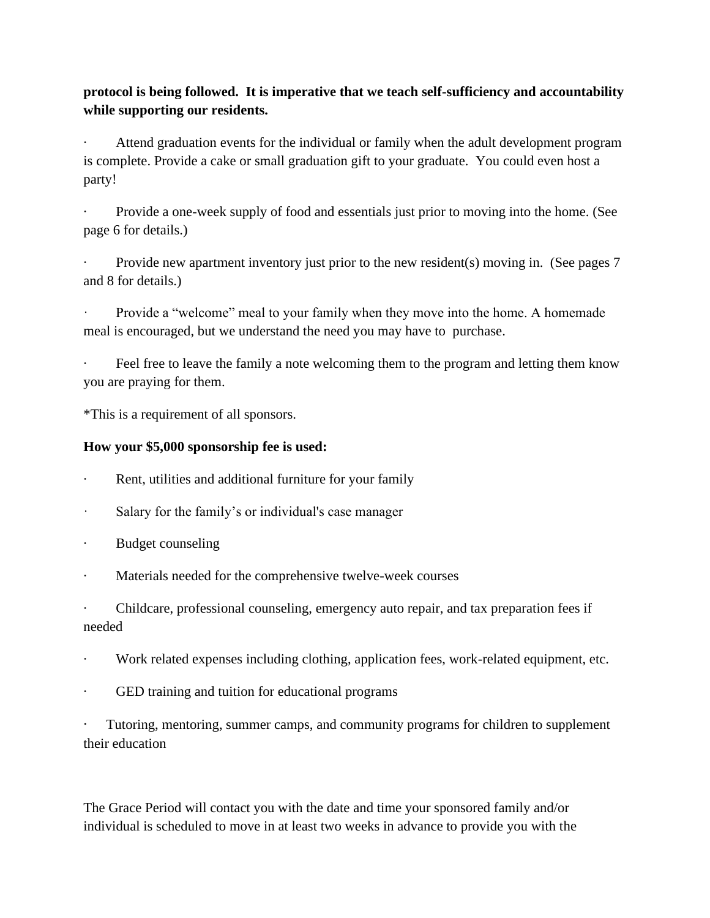**protocol is being followed. It is imperative that we teach self-sufficiency and accountability while supporting our residents.**

- Attend graduation events for the individual or family when the adult development program is complete. Provide a cake or small graduation gift to your graduate. You could even host a party!
- Provide a one-week supply of food and essentials just prior to moving into the home. (See page 6 for details.)
- Provide new apartment inventory just prior to the new resident(s) moving in. (See pages 7 and 8 for details.)
- Provide a "welcome" meal to your family when they move into the home. A homemade meal is encouraged, but we understand the need you may have to purchase.
- Feel free to leave the family a note welcoming them to the program and letting them know you are praying for them.

*This is a requirement of all sponsors.

**How your $5,000 sponsorship fee is used:**

- Rent, utilities and additional furniture for your family
- Salary for the family's or individual's case manager
- Budget counseling
- Materials needed for the comprehensive twelve-week courses
- Childcare, professional counseling, emergency auto repair, and tax preparation fees if needed
- Work related expenses including clothing, application fees, work-related equipment, etc.
- GED training and tuition for educational programs
- Tutoring, mentoring, summer camps, and community programs for children to supplement their education

The Grace Period will contact you with the date and time your sponsored family and/or individual is scheduled to move in at least two weeks in advance to provide you with the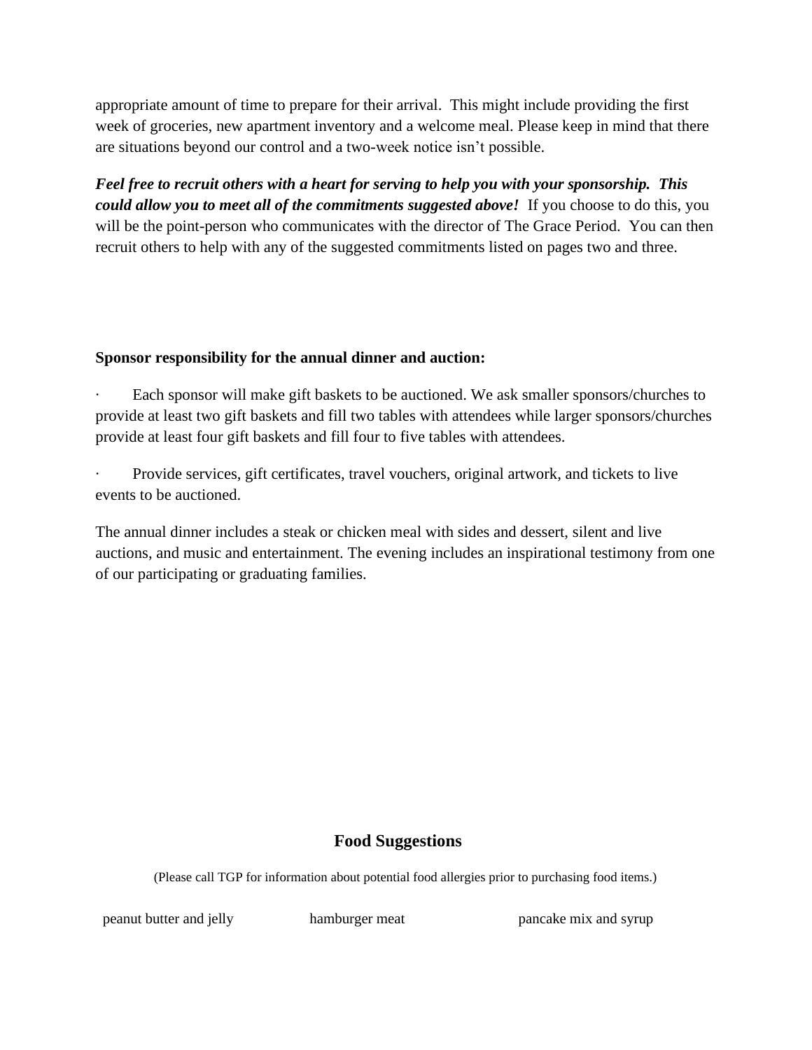appropriate amount of time to prepare for their arrival. This might include providing the first week of groceries, new apartment inventory and a welcome meal. Please keep in mind that there are situations beyond our control and a two-week notice isn't possible.

***Feel free to recruit others with a heart for serving to help you with your sponsorship. This could allow you to meet all of the commitments suggested above!*** If you choose to do this, you will be the point-person who communicates with the director of The Grace Period. You can then recruit others to help with any of the suggested commitments listed on pages two and three.

**Sponsor responsibility for the annual dinner and auction:**

- Each sponsor will make gift baskets to be auctioned. We ask smaller sponsors/churches to provide at least two gift baskets and fill two tables with attendees while larger sponsors/churches provide at least four gift baskets and fill four to five tables with attendees.
- Provide services, gift certificates, travel vouchers, original artwork, and tickets to live events to be auctioned.

The annual dinner includes a steak or chicken meal with sides and dessert, silent and live auctions, and music and entertainment. The evening includes an inspirational testimony from one of our participating or graduating families.

## Food Suggestions

(Please call TGP for information about potential food allergies prior to purchasing food items.)

| | | |
|---|---|---|
| peanut butter and jelly | hamburger meat | pancake mix and syrup |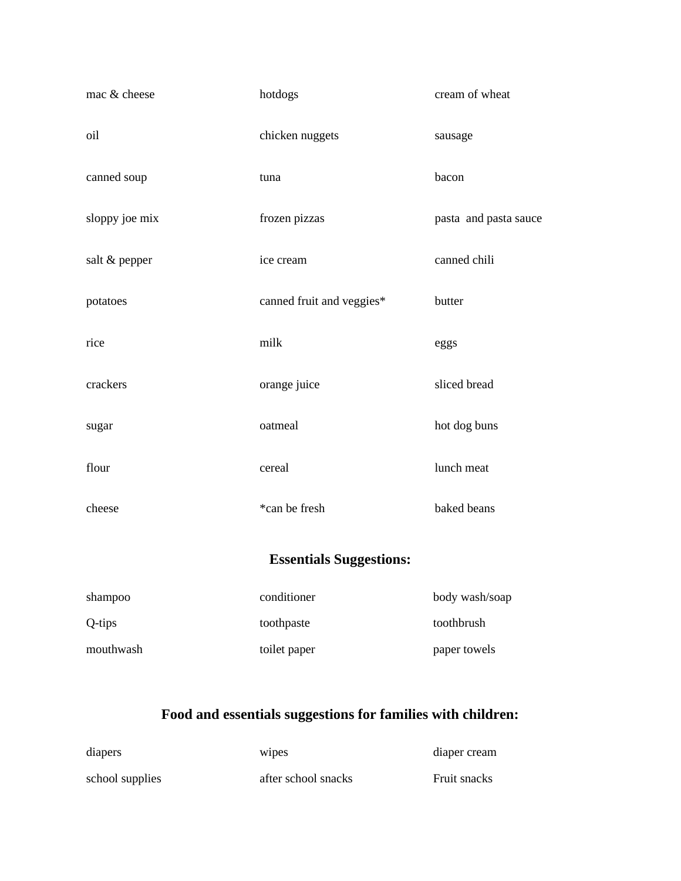| | | |
|---|---|---|
| mac & cheese | hotdogs | cream of wheat |
| oil | chicken nuggets | sausage |
| canned soup | tuna | bacon |
| sloppy joe mix | frozen pizzas | pasta and pasta sauce |
| salt & pepper | ice cream | canned chili |
| potatoes | canned fruit and veggies* | butter |
| rice | milk | eggs |
| crackers | orange juice | sliced bread |
| sugar | oatmeal | hot dog buns |
| flour | cereal | lunch meat |
| cheese | *can be fresh | baked beans |

## Essentials Suggestions:

| | | |
|---|---|---|
| shampoo | conditioner | body wash/soap |
| Q-tips | toothpaste | toothbrush |
| mouthwash | toilet paper | paper towels |

## Food and essentials suggestions for families with children:

| | | |
|---|---|---|
| diapers | wipes | diaper cream |
| school supplies | after school snacks | Fruit snacks |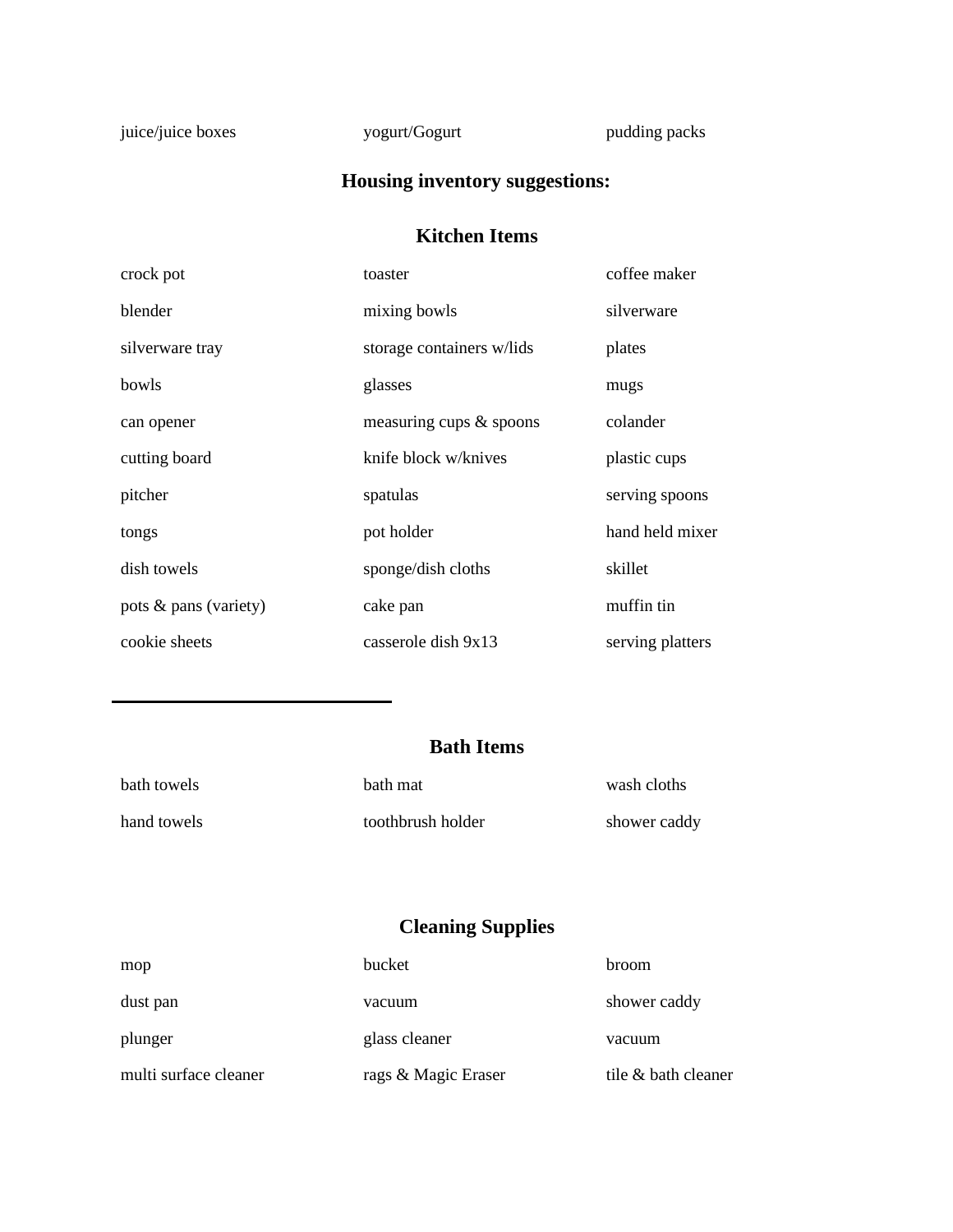| | | |
|---|---|---|
| juice/juice boxes | yogurt/Gogurt | pudding packs |

## Housing inventory suggestions:

### Kitchen Items

| | | |
|---|---|---|
| crock pot | toaster | coffee maker |
| blender | mixing bowls | silverware |
| silverware tray | storage containers w/lids | plates |
| bowls | glasses | mugs |
| can opener | measuring cups & spoons | colander |
| cutting board | knife block w/knives | plastic cups |
| pitcher | spatulas | serving spoons |
| tongs | pot holder | hand held mixer |
| dish towels | sponge/dish cloths | skillet |
| pots & pans (variety) | cake pan | muffin tin |
| cookie sheets | casserole dish 9x13 | serving platters |

---

### Bath Items

| | | |
|---|---|---|
| bath towels | bath mat | wash cloths |
| hand towels | toothbrush holder | shower caddy |

### Cleaning Supplies

| | | |
|---|---|---|
| mop | bucket | broom |
| dust pan | vacuum | shower caddy |
| plunger | glass cleaner | vacuum |
| multi surface cleaner | rags & Magic Eraser | tile & bath cleaner |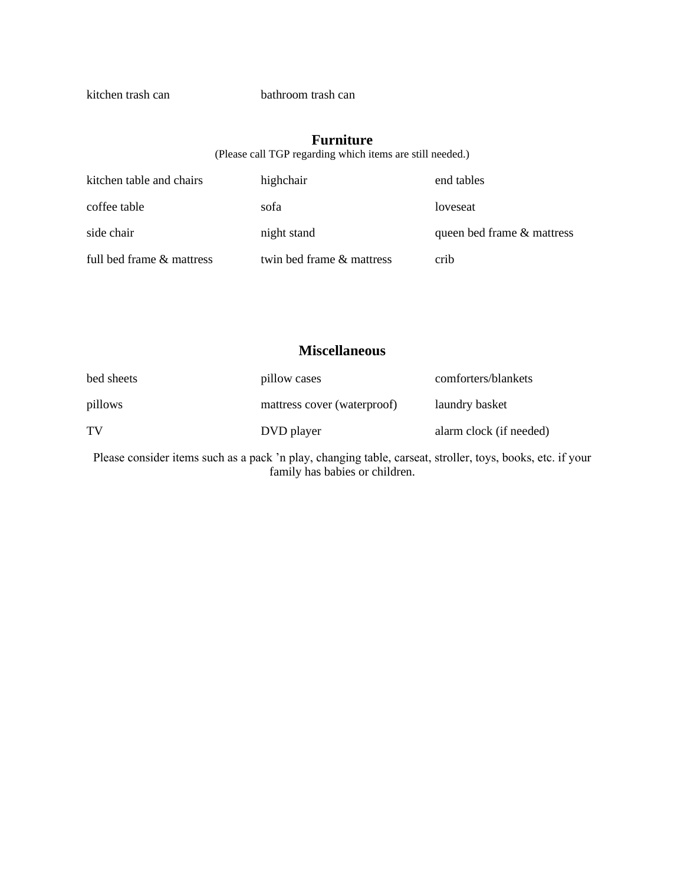| | |
|---|---|
| kitchen trash can | bathroom trash can |

## Furniture

(Please call TGP regarding which items are still needed.)

| | | |
|---|---|---|
| kitchen table and chairs | highchair | end tables |
| coffee table | sofa | loveseat |
| side chair | night stand | queen bed frame & mattress |
| full bed frame & mattress | twin bed frame & mattress | crib |

## Miscellaneous

| | | |
|---|---|---|
| bed sheets | pillow cases | comforters/blankets |
| pillows | mattress cover (waterproof) | laundry basket |
| TV | DVD player | alarm clock (if needed) |

Please consider items such as a pack 'n play, changing table, carseat, stroller, toys, books, etc. if your family has babies or children.